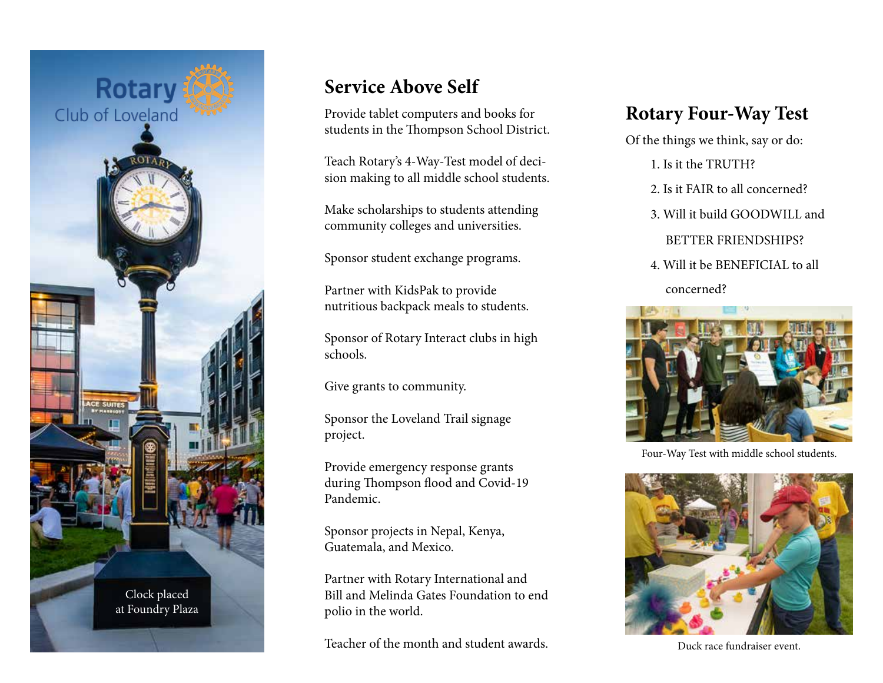Rotary Club of Loveland

Clock placed at Foundry Plaza

## Service Above Self

Provide tablet computers and books for students in the Thompson School District.

Teach Rotary's 4-Way-Test model of decision making to all middle school students.

Make scholarships to students attending community colleges and universities.

Sponsor student exchange programs.

Partner with KidsPak to provide nutritious backpack meals to students.

Sponsor of Rotary Interact clubs in high schools.

Give grants to community.

Sponsor the Loveland Trail signage project.

Provide emergency response grants during Thompson flood and Covid-19 Pandemic.

Sponsor projects in Nepal, Kenya, Guatemala, and Mexico.

Partner with Rotary International and Bill and Melinda Gates Foundation to end polio in the world.

Teacher of the month and student awards.

## Rotary Four-Way Test

Of the things we think, say or do:

1. Is it the TRUTH?
2. Is it FAIR to all concerned?
3. Will it build GOODWILL and BETTER FRIENDSHIPS?
4. Will it be BENEFICIAL to all concerned?

Four-Way Test with middle school students.

Duck race fundraiser event.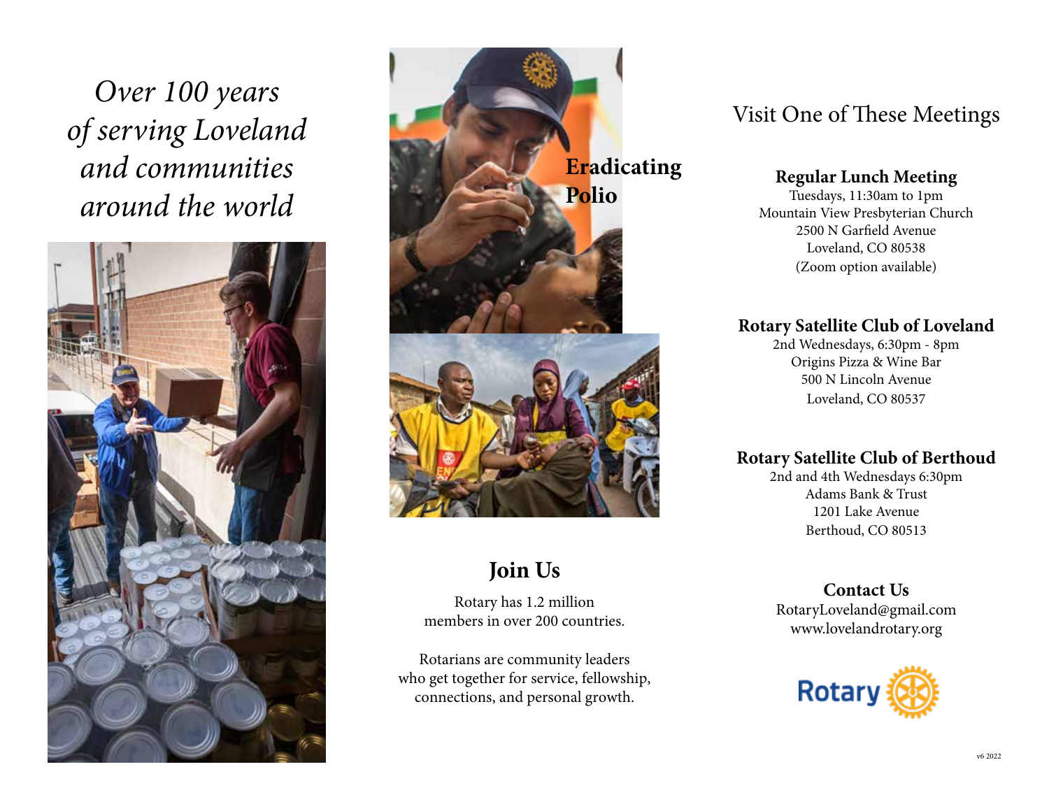*Over 100 years of serving Loveland and communities around the world*

**Eradicating Polio**

## Join Us

Rotary has 1.2 million members in over 200 countries.

Rotarians are community leaders who get together for service, fellowship, connections, and personal growth.

# Visit One of These Meetings

### Regular Lunch Meeting

Tuesdays, 11:30am to 1pm
Mountain View Presbyterian Church
2500 N Garfield Avenue
Loveland, CO 80538
(Zoom option available)

### Rotary Satellite Club of Loveland

2nd Wednesdays, 6:30pm - 8pm
Origins Pizza & Wine Bar
500 N Lincoln Avenue
Loveland, CO 80537

### Rotary Satellite Club of Berthoud

2nd and 4th Wednesdays 6:30pm
Adams Bank & Trust
1201 Lake Avenue
Berthoud, CO 80513

### Contact Us

RotaryLoveland@gmail.com
www.lovelandrotary.org

Rotary

v6 2022